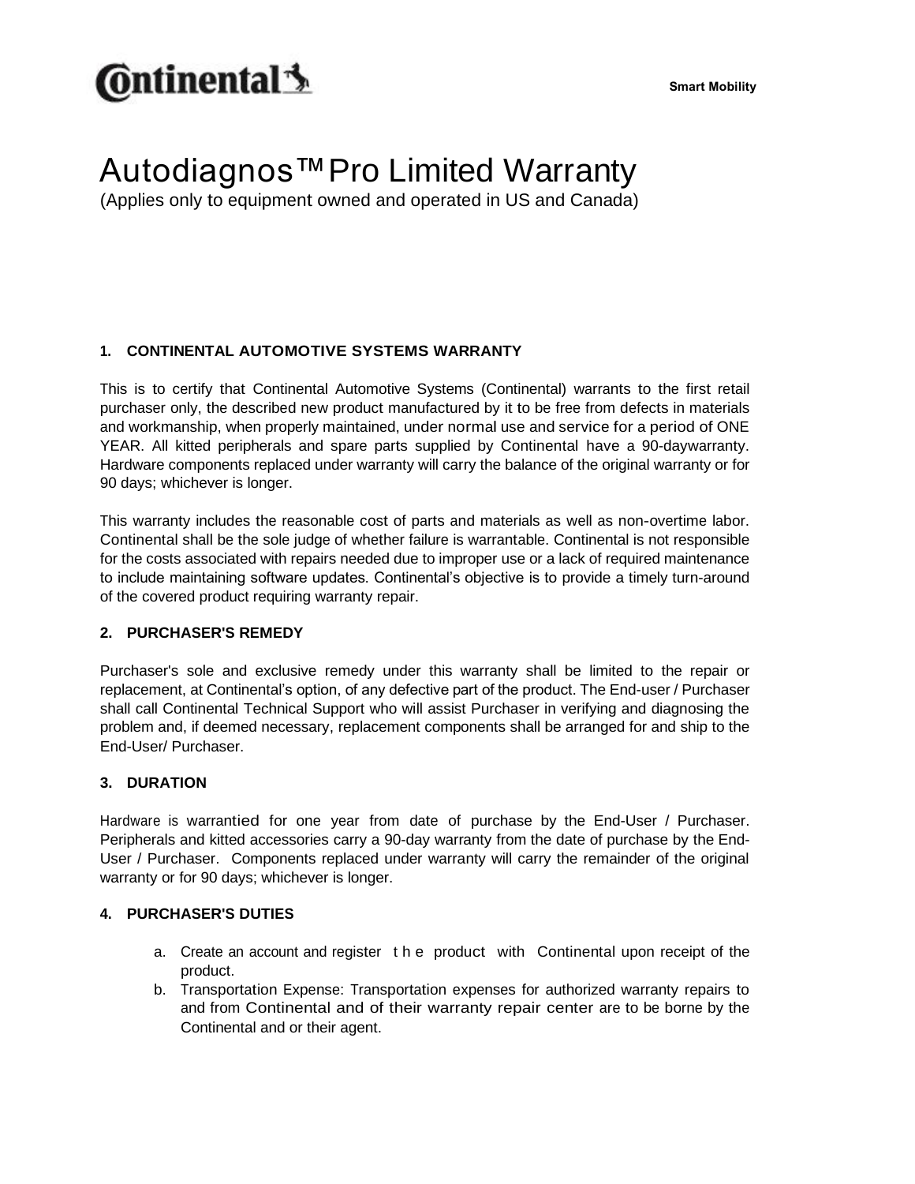# Autodiagnos™ Pro Limited Warranty

(Applies only to equipment owned and operated in US and Canada)

## 1. CONTINENTAL AUTOMOTIVE SYSTEMS WARRANTY

This is to certify that Continental Automotive Systems (Continental) warrants to the first retail purchaser only, the described new product manufactured by it to be free from defects in materials and workmanship, when properly maintained, under normal use and service for a period of ONE YEAR. All kitted peripherals and spare parts supplied by Continental have a 90-daywarranty. Hardware components replaced under warranty will carry the balance of the original warranty or for 90 days; whichever is longer.

This warranty includes the reasonable cost of parts and materials as well as non-overtime labor. Continental shall be the sole judge of whether failure is warrantable. Continental is not responsible for the costs associated with repairs needed due to improper use or a lack of required maintenance to include maintaining software updates. Continental's objective is to provide a timely turn-around of the covered product requiring warranty repair.

## 2. PURCHASER'S REMEDY

Purchaser's sole and exclusive remedy under this warranty shall be limited to the repair or replacement, at Continental's option, of any defective part of the product. The End-user / Purchaser shall call Continental Technical Support who will assist Purchaser in verifying and diagnosing the problem and, if deemed necessary, replacement components shall be arranged for and ship to the End-User/ Purchaser.

## 3. DURATION

Hardware is warrantied for one year from date of purchase by the End-User / Purchaser. Peripherals and kitted accessories carry a 90-day warranty from the date of purchase by the End-User / Purchaser. Components replaced under warranty will carry the remainder of the original warranty or for 90 days; whichever is longer.

## 4. PURCHASER'S DUTIES

a. Create an account and register the product with Continental upon receipt of the product.
b. Transportation Expense: Transportation expenses for authorized warranty repairs to and from Continental and of their warranty repair center are to be borne by the Continental and or their agent.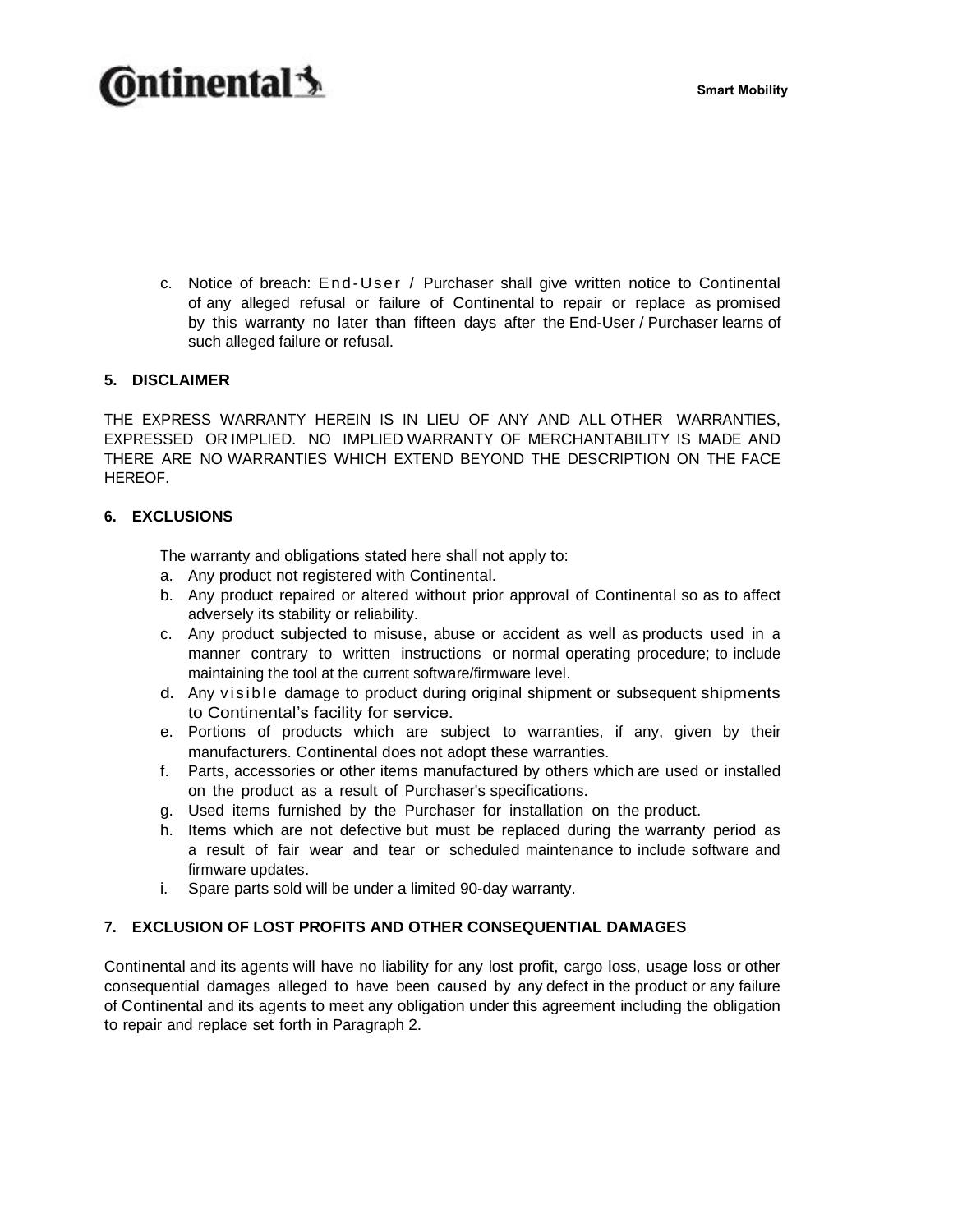c. Notice of breach: End-User / Purchaser shall give written notice to Continental of any alleged refusal or failure of Continental to repair or replace as promised by this warranty no later than fifteen days after the End-User / Purchaser learns of such alleged failure or refusal.

**5. DISCLAIMER**

THE EXPRESS WARRANTY HEREIN IS IN LIEU OF ANY AND ALL OTHER WARRANTIES, EXPRESSED OR IMPLIED. NO IMPLIED WARRANTY OF MERCHANTABILITY IS MADE AND THERE ARE NO WARRANTIES WHICH EXTEND BEYOND THE DESCRIPTION ON THE FACE HEREOF.

**6. EXCLUSIONS**

The warranty and obligations stated here shall not apply to:

a. Any product not registered with Continental.
b. Any product repaired or altered without prior approval of Continental so as to affect adversely its stability or reliability.
c. Any product subjected to misuse, abuse or accident as well as products used in a manner contrary to written instructions or normal operating procedure; to include maintaining the tool at the current software/firmware level.
d. Any visible damage to product during original shipment or subsequent shipments to Continental's facility for service.
e. Portions of products which are subject to warranties, if any, given by their manufacturers. Continental does not adopt these warranties.
f. Parts, accessories or other items manufactured by others which are used or installed on the product as a result of Purchaser's specifications.
g. Used items furnished by the Purchaser for installation on the product.
h. Items which are not defective but must be replaced during the warranty period as a result of fair wear and tear or scheduled maintenance to include software and firmware updates.
i. Spare parts sold will be under a limited 90-day warranty.

**7. EXCLUSION OF LOST PROFITS AND OTHER CONSEQUENTIAL DAMAGES**

Continental and its agents will have no liability for any lost profit, cargo loss, usage loss or other consequential damages alleged to have been caused by any defect in the product or any failure of Continental and its agents to meet any obligation under this agreement including the obligation to repair and replace set forth in Paragraph 2.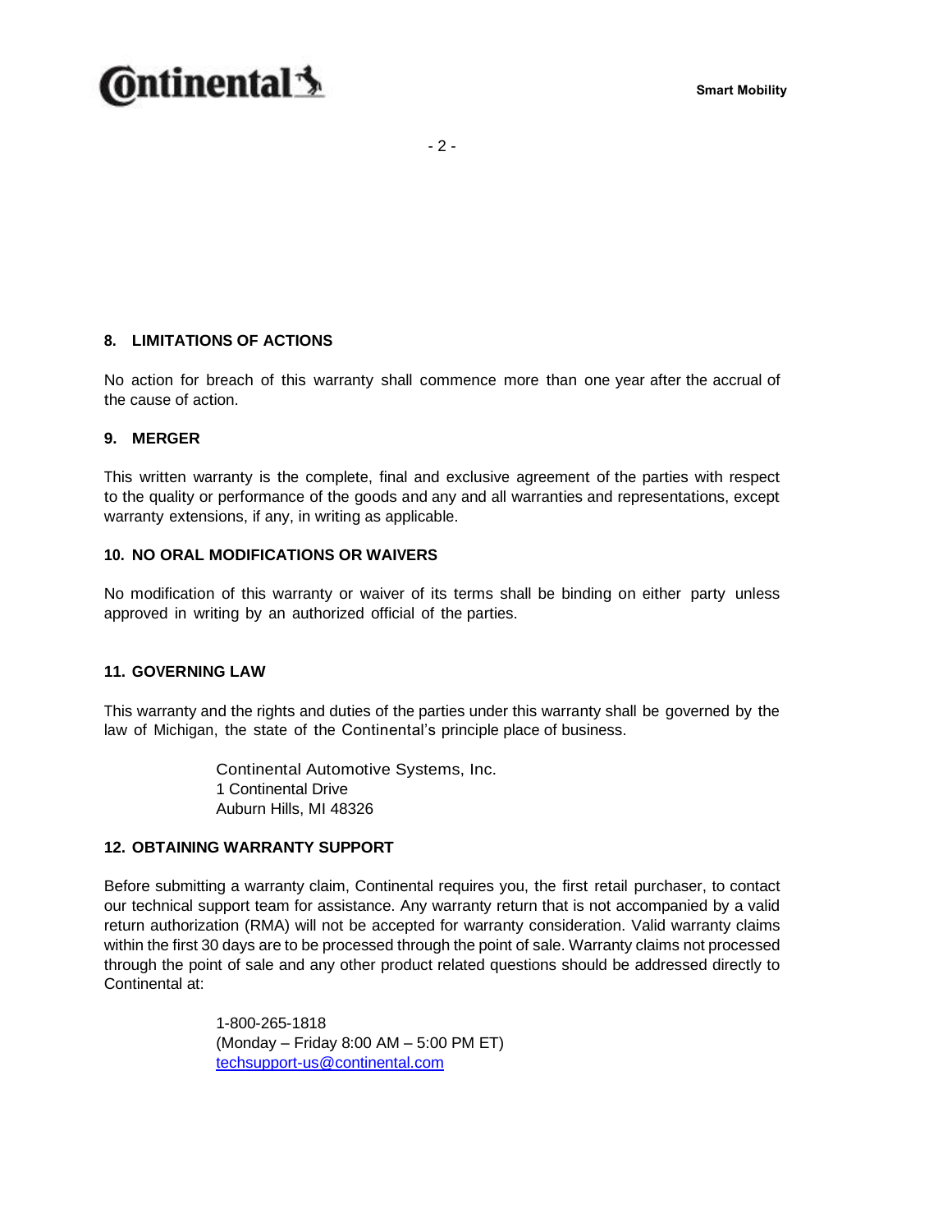## 8. LIMITATIONS OF ACTIONS

No action for breach of this warranty shall commence more than one year after the accrual of the cause of action.

## 9. MERGER

This written warranty is the complete, final and exclusive agreement of the parties with respect to the quality or performance of the goods and any and all warranties and representations, except warranty extensions, if any, in writing as applicable.

## 10. NO ORAL MODIFICATIONS OR WAIVERS

No modification of this warranty or waiver of its terms shall be binding on either party unless approved in writing by an authorized official of the parties.

## 11. GOVERNING LAW

This warranty and the rights and duties of the parties under this warranty shall be governed by the law of Michigan, the state of the Continental's principle place of business.

Continental Automotive Systems, Inc.
1 Continental Drive
Auburn Hills, MI 48326

## 12. OBTAINING WARRANTY SUPPORT

Before submitting a warranty claim, Continental requires you, the first retail purchaser, to contact our technical support team for assistance. Any warranty return that is not accompanied by a valid return authorization (RMA) will not be accepted for warranty consideration. Valid warranty claims within the first 30 days are to be processed through the point of sale. Warranty claims not processed through the point of sale and any other product related questions should be addressed directly to Continental at:

1-800-265-1818
(Monday – Friday 8:00 AM – 5:00 PM ET)
techsupport-us@continental.com